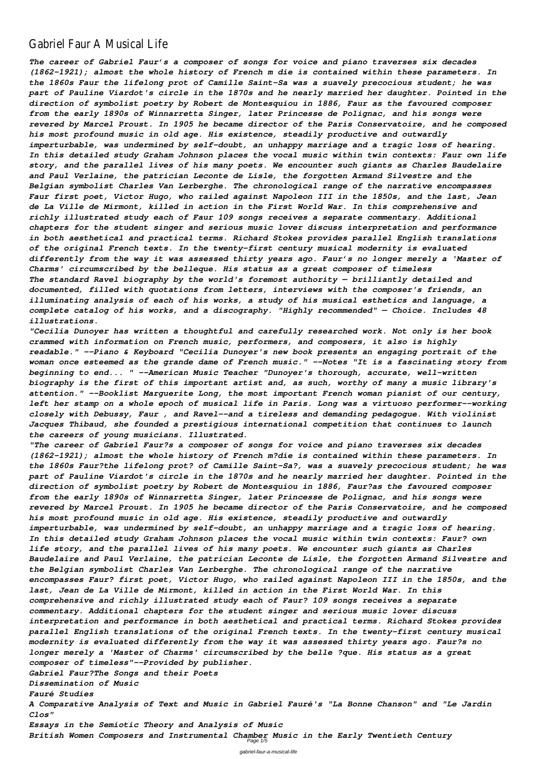# Gabriel Faur A Musical Life

*The career of Gabriel Faur's a composer of songs for voice and piano traverses six decades (1862-1921); almost the whole history of French m die is contained within these parameters. In the 1860s Faur the lifelong prot of Camille Saint-Sa was a suavely precocious student; he was part of Pauline Viardot's circle in the 1870s and he nearly married her daughter. Pointed in the direction of symbolist poetry by Robert de Montesquiou in 1886, Faur as the favoured composer from the early 1890s of Winnaretta Singer, later Princesse de Polignac, and his songs were revered by Marcel Proust. In 1905 he became director of the Paris Conservatoire, and he composed his most profound music in old age. His existence, steadily productive and outwardly imperturbable, was undermined by self-doubt, an unhappy marriage and a tragic loss of hearing. In this detailed study Graham Johnson places the vocal music within twin contexts: Faur own life story, and the parallel lives of his many poets. We encounter such giants as Charles Baudelaire and Paul Verlaine, the patrician Leconte de Lisle, the forgotten Armand Silvestre and the Belgian symbolist Charles Van Lerberghe. The chronological range of the narrative encompasses Faur first poet, Victor Hugo, who railed against Napoleon III in the 1850s, and the last, Jean de La Ville de Mirmont, killed in action in the First World War. In this comprehensive and richly illustrated study each of Faur 109 songs receives a separate commentary. Additional chapters for the student singer and serious music lover discuss interpretation and performance in both aesthetical and practical terms. Richard Stokes provides parallel English translations of the original French texts. In the twenty-first century musical modernity is evaluated differently from the way it was assessed thirty years ago. Faur's no longer merely a 'Master of Charms' circumscribed by the belleque. His status as a great composer of timeless*

*The standard Ravel biography by the world's foremost authority — brilliantly detailed and documented, filled with quotations from letters, interviews with the composer's friends, an illuminating analysis of each of his works, a study of his musical esthetics and language, a complete catalog of his works, and a discography. "Highly recommended" — Choice. Includes 48 illustrations.*

*"Cecilia Dunoyer has written a thoughtful and carefully researched work. Not only is her book crammed with information on French music, performers, and composers, it also is highly readable." --Piano & Keyboard "Cecilia Dunoyer's new book presents an engaging portrait of the woman once esteemed as the grande dame of French music." --Notes "It is a fascinating story from beginning to end... " --American Music Teacher "Dunoyer's thorough, accurate, well-written biography is the first of this important artist and, as such, worthy of many a music library's attention." --Booklist Marguerite Long, the most important French woman pianist of our century, left her stamp on a whole epoch of musical life in Paris. Long was a virtuoso performer--working closely with Debussy, Faur , and Ravel--and a tireless and demanding pedagogue. With violinist Jacques Thibaud, she founded a prestigious international competition that continues to launch the careers of young musicians. Illustrated.*

*"The career of Gabriel Faur?s a composer of songs for voice and piano traverses six decades (1862-1921); almost the whole history of French m?die is contained within these parameters. In the 1860s Faur?the lifelong prot? of Camille Saint-Sa?, was a suavely precocious student; he was part of Pauline Viardot's circle in the 1870s and he nearly married her daughter. Pointed in the direction of symbolist poetry by Robert de Montesquiou in 1886, Faur?as the favoured composer from the early 1890s of Winnaretta Singer, later Princesse de Polignac, and his songs were revered by Marcel Proust. In 1905 he became director of the Paris Conservatoire, and he composed his most profound music in old age. His existence, steadily productive and outwardly imperturbable, was undermined by self-doubt, an unhappy marriage and a tragic loss of hearing. In this detailed study Graham Johnson places the vocal music within twin contexts: Faur? own life story, and the parallel lives of his many poets. We encounter such giants as Charles Baudelaire and Paul Verlaine, the patrician Leconte de Lisle, the forgotten Armand Silvestre and the Belgian symbolist Charles Van Lerberghe. The chronological range of the narrative encompasses Faur? first poet, Victor Hugo, who railed against Napoleon III in the 1850s, and the last, Jean de La Ville de Mirmont, killed in action in the First World War. In this comprehensive and richly illustrated study each of Faur? 109 songs receives a separate commentary. Additional chapters for the student singer and serious music lover discuss interpretation and performance in both aesthetical and practical terms. Richard Stokes provides parallel English translations of the original French texts. In the twenty-first century musical modernity is evaluated differently from the way it was assessed thirty years ago. Faur?s no longer merely a 'Master of Charms' circumscribed by the belle ?que. His status as a great composer of timeless"--Provided by publisher.*

*Gabriel Faur?The Songs and their Poets*

*Dissemination of Music*

*Fauré Studies*

*A Comparative Analysis of Text and Music in Gabriel Fauré's "La Bonne Chanson" and "Le Jardin Clos"*

*Essays in the Semiotic Theory and Analysis of Music*

*British Women Composers and Instrumental Chamber Music in the Early Twentieth Century*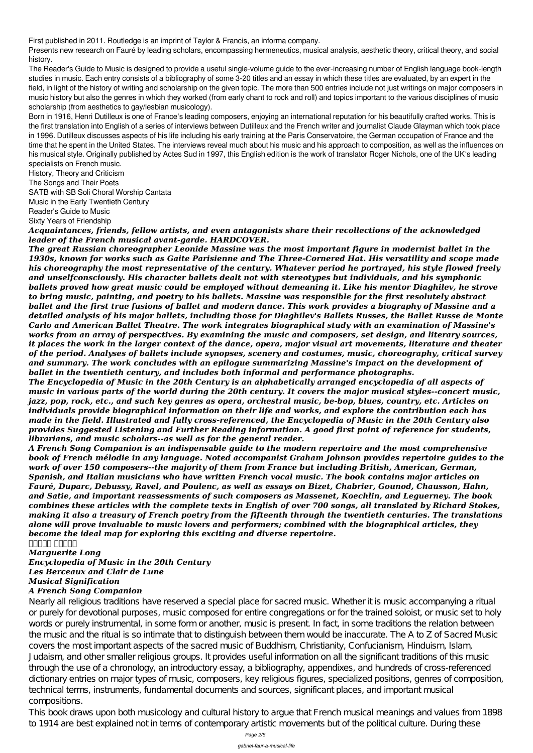First published in 2011. Routledge is an imprint of Taylor & Francis, an informa company.

Presents new research on Fauré by leading scholars, encompassing hermeneutics, musical analysis, aesthetic theory, critical theory, and social history.

The Reader's Guide to Music is designed to provide a useful single-volume guide to the ever-increasing number of English language book-length studies in music. Each entry consists of a bibliography of some 3-20 titles and an essay in which these titles are evaluated, by an expert in the field, in light of the history of writing and scholarship on the given topic. The more than 500 entries include not just writings on major composers in music history but also the genres in which they worked (from early chant to rock and roll) and topics important to the various disciplines of music scholarship (from aesthetics to gay/lesbian musicology).

Born in 1916, Henri Dutilleux is one of France's leading composers, enjoying an international reputation for his beautifully crafted works. This is the first translation into English of a series of interviews between Dutilleux and the French writer and journalist Claude Glayman which took place in 1996. Dutilleux discusses aspects of his life including his early training at the Paris Conservatoire, the German occupation of France and the time that he spent in the United States. The interviews reveal much about his music and his approach to composition, as well as the influences on his musical style. Originally published by Actes Sud in 1997, this English edition is the work of translator Roger Nichols, one of the UK's leading specialists on French music.

History, Theory and Criticism
The Songs and Their Poets
SATB with SB Soli Choral Worship Cantata
Music in the Early Twentieth Century
Reader's Guide to Music
Sixty Years of Friendship

***Acquaintances, friends, fellow artists, and even antagonists share their recollections of the acknowledged leader of the French musical avant-garde. HARDCOVER.***

***The great Russian choreographer Leonide Massine was the most important figure in modernist ballet in the 1930s, known for works such as Gaite Parisienne and The Three-Cornered Hat. His versatility and scope made his choreography the most representative of the century. Whatever period he portrayed, his style flowed freely and unselfconsciously. His character ballets dealt not with stereotypes but individuals, and his symphonic ballets proved how great music could be employed without demeaning it. Like his mentor Diaghilev, he strove to bring music, painting, and poetry to his ballets. Massine was responsible for the first resolutely abstract ballet and the first true fusions of ballet and modern dance. This work provides a biography of Massine and a detailed analysis of his major ballets, including those for Diaghilev's Ballets Russes, the Ballet Russe de Monte Carlo and American Ballet Theatre. The work integrates biographical study with an examination of Massine's works from an array of perspectives. By examining the music and composers, set design, and literary sources, it places the work in the larger context of the dance, opera, major visual art movements, literature and theater of the period. Analyses of ballets include synopses, scenery and costumes, music, choreography, critical survey and summary. The work concludes with an epilogue summarizing Massine's impact on the development of ballet in the twentieth century, and includes both informal and performance photographs.***

***The Encyclopedia of Music in the 20th Century is an alphabetically arranged encyclopedia of all aspects of music in various parts of the world during the 20th century. It covers the major musical styles--concert music, jazz, pop, rock, etc., and such key genres as opera, orchestral music, be-bop, blues, country, etc. Articles on individuals provide biographical information on their life and works, and explore the contribution each has made in the field. Illustrated and fully cross-referenced, the Encyclopedia of Music in the 20th Century also provides Suggested Listening and Further Reading information. A good first point of reference for students, librarians, and music scholars--as well as for the general reader.***

***A French Song Companion is an indispensable guide to the modern repertoire and the most comprehensive book of French mélodie in any language. Noted accompanist Graham Johnson provides repertoire guides to the work of over 150 composers--the majority of them from France but including British, American, German, Spanish, and Italian musicians who have written French vocal music. The book contains major articles on Fauré, Duparc, Debussy, Ravel, and Poulenc, as well as essays on Bizet, Chabrier, Gounod, Chausson, Hahn, and Satie, and important reassessments of such composers as Massenet, Koechlin, and Leguerney. The book combines these articles with the complete texts in English of over 700 songs, all translated by Richard Stokes, making it also a treasury of French poetry from the fifteenth through the twentieth centuries. The translations alone will prove invaluable to music lovers and performers; combined with the biographical articles, they become the ideal map for exploring this exciting and diverse repertoire.***

***Marguerite Long***
***Encyclopedia of Music in the 20th Century***
***Les Berceaux and Clair de Lune***
***Musical Signification***
***A French Song Companion***

Nearly all religious traditions have reserved a special place for sacred music. Whether it is music accompanying a ritual or purely for devotional purposes, music composed for entire congregations or for the trained soloist, or music set to holy words or purely instrumental, in some form or another, music is present. In fact, in some traditions the relation between the music and the ritual is so intimate that to distinguish between them would be inaccurate. The A to Z of Sacred Music covers the most important aspects of the sacred music of Buddhism, Christianity, Confucianism, Hinduism, Islam, Judaism, and other smaller religious groups. It provides useful information on all the significant traditions of this music through the use of a chronology, an introductory essay, a bibliography, appendixes, and hundreds of cross-referenced dictionary entries on major types of music, composers, key religious figures, specialized positions, genres of composition, technical terms, instruments, fundamental documents and sources, significant places, and important musical compositions.

This book draws upon both musicology and cultural history to argue that French musical meanings and values from 1898 to 1914 are best explained not in terms of contemporary artistic movements but of the political culture. During these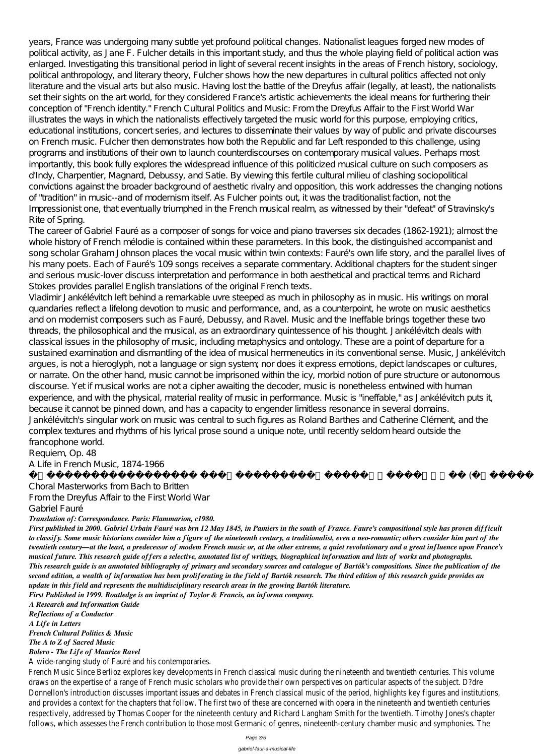years, France was undergoing many subtle yet profound political changes. Nationalist leagues forged new modes of political activity, as Jane F. Fulcher details in this important study, and thus the whole playing field of political action was enlarged. Investigating this transitional period in light of several recent insights in the areas of French history, sociology, political anthropology, and literary theory, Fulcher shows how the new departures in cultural politics affected not only literature and the visual arts but also music. Having lost the battle of the Dreyfus affair (legally, at least), the nationalists set their sights on the art world, for they considered France's artistic achievements the ideal means for furthering their conception of "French identity." French Cultural Politics and Music: From the Dreyfus Affair to the First World War illustrates the ways in which the nationalists effectively targeted the music world for this purpose, employing critics, educational institutions, concert series, and lectures to disseminate their values by way of public and private discourses on French music. Fulcher then demonstrates how both the Republic and far Left responded to this challenge, using programs and institutions of their own to launch counterdiscourses on contemporary musical values. Perhaps most importantly, this book fully explores the widespread influence of this politicized musical culture on such composers as d'Indy, Charpentier, Magnard, Debussy, and Satie. By viewing this fertile cultural milieu of clashing sociopolitical convictions against the broader background of aesthetic rivalry and opposition, this work addresses the changing notions of "tradition" in music--and of modernism itself. As Fulcher points out, it was the traditionalist faction, not the Impressionist one, that eventually triumphed in the French musical realm, as witnessed by their "defeat" of Stravinsky's Rite of Spring.

The career of Gabriel Fauré as a composer of songs for voice and piano traverses six decades (1862-1921); almost the whole history of French mélodie is contained within these parameters. In this book, the distinguished accompanist and song scholar Graham Johnson places the vocal music within twin contexts: Fauré's own life story, and the parallel lives of his many poets. Each of Fauré's 109 songs receives a separate commentary. Additional chapters for the student singer and serious music-lover discuss interpretation and performance in both aesthetical and practical terms and Richard Stokes provides parallel English translations of the original French texts.

Vladimir Jankélévitch left behind a remarkable uvre steeped as much in philosophy as in music. His writings on moral quandaries reflect a lifelong devotion to music and performance, and, as a counterpoint, he wrote on music aesthetics and on modernist composers such as Fauré, Debussy, and Ravel. Music and the Ineffable brings together these two threads, the philosophical and the musical, as an extraordinary quintessence of his thought. Jankélévitch deals with classical issues in the philosophy of music, including metaphysics and ontology. These are a point of departure for a sustained examination and dismantling of the idea of musical hermeneutics in its conventional sense. Music, Jankélévitch argues, is not a hieroglyph, not a language or sign system; nor does it express emotions, depict landscapes or cultures, or narrate. On the other hand, music cannot be imprisoned within the icy, morbid notion of pure structure or autonomous discourse. Yet if musical works are not a cipher awaiting the decoder, music is nonetheless entwined with human experience, and with the physical, material reality of music in performance. Music is "ineffable," as Jankélévitch puts it, because it cannot be pinned down, and has a capacity to engender limitless resonance in several domains. Jankélévitch's singular work on music was central to such figures as Roland Barthes and Catherine Clément, and the complex textures and rhythms of his lyrical prose sound a unique note, until recently seldom heard outside the francophone world.

Requiem, Op. 48

A Life in French Music, 1874-1966

Choral Masterworks from Bach to Britten

From the Dreyfus Affair to the First World War

Gabriel Fauré

***Translation of: Correspondance. Paris: Flammarion, c1980.***

***First published in 2000. Gabriel Urbain Fauré was brn 12 May 1845, in Pamiers in the south of France. Faure's compositional style has proven difficult to classify. Some music historians consider him a figure of the nineteenth century, a traditionalist, even a neo-romantic; others consider him part of the twentieth century—at the least, a predecessor of modem French music or, at the other extreme, a quiet revolutionary and a great influence upon France's musical future. This research guide offers a selective, annotated list of writings, biographical information and lists of works and photographs.***

***This research guide is an annotated bibliography of primary and secondary sources and catalogue of Bartók's compositions. Since the publication of the second edition, a wealth of information has been proliferating in the field of Bartók research. The third edition of this research guide provides an update in this field and represents the multidisciplinary research areas in the growing Bartók literature.***

***First Published in 1999. Routledge is an imprint of Taylor & Francis, an informa company.***

***A Research and Information Guide***

***Reflections of a Conductor***

***A Life in Letters***

***French Cultural Politics & Music***

***The A to Z of Sacred Music***

***Bolero - The Life of Maurice Ravel***

A wide-ranging study of Fauré and his contemporaries.

French Music Since Berlioz explores key developments in French classical music during the nineteenth and twentieth centuries. This volume draws on the expertise of a range of French music scholars who provide their own perspectives on particular aspects of the subject. D?dre Donnellon's introduction discusses important issues and debates in French classical music of the period, highlights key figures and institutions, and provides a context for the chapters that follow. The first two of these are concerned with opera in the nineteenth and twentieth centuries respectively, addressed by Thomas Cooper for the nineteenth century and Richard Langham Smith for the twentieth. Timothy Jones's chapter follows, which assesses the French contribution to those most Germanic of genres, nineteenth-century chamber music and symphonies. The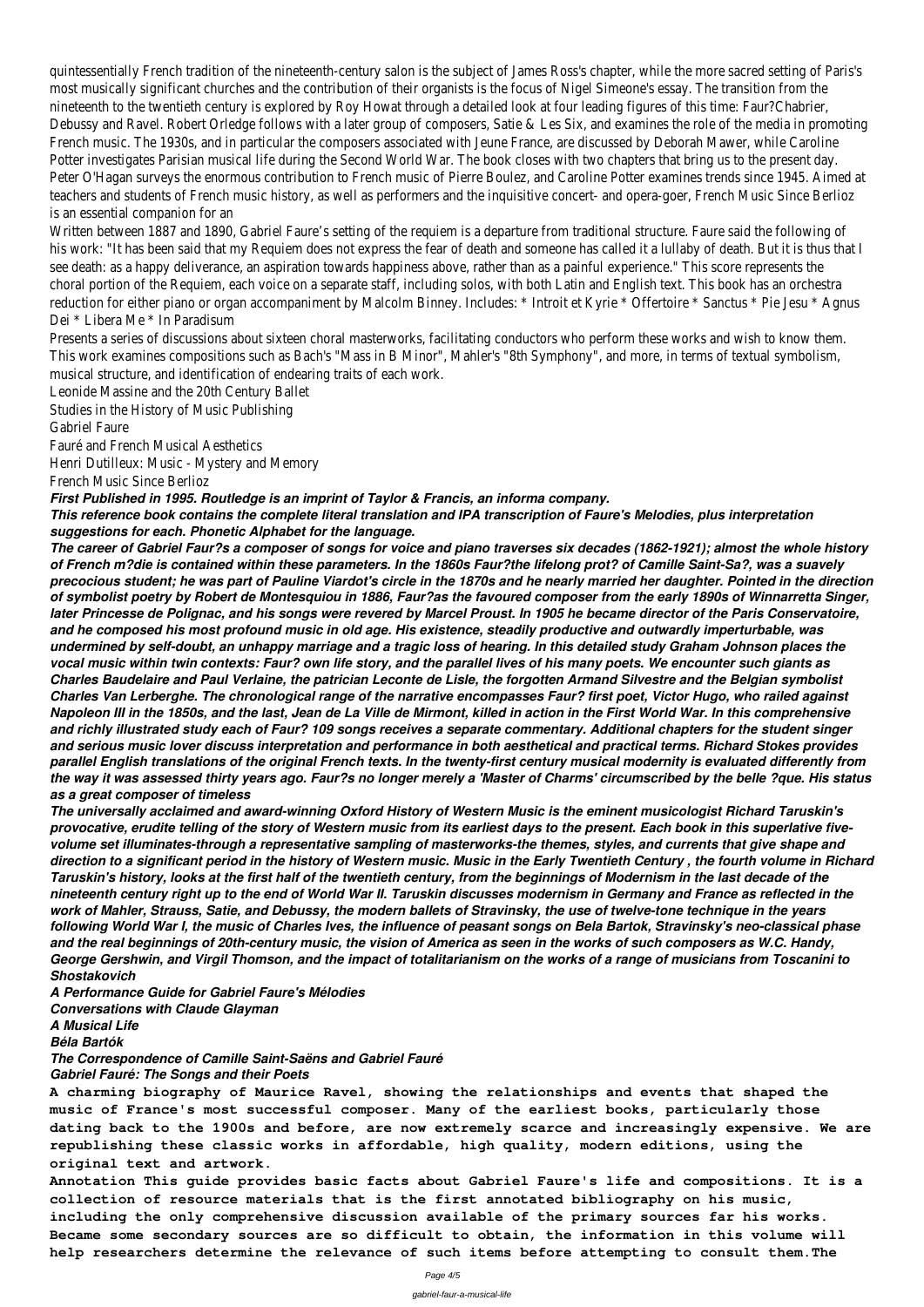quintessentially French tradition of the nineteenth-century salon is the subject of James Ross's chapter, while the more sacred setting of Paris's most musically significant churches and the contribution of their organists is the focus of Nigel Simeone's essay. The transition from the nineteenth to the twentieth century is explored by Roy Howat through a detailed look at four leading figures of this time: Faur?Chabrier, Debussy and Ravel. Robert Orledge follows with a later group of composers, Satie & Les Six, and examines the role of the media in promoting French music. The 1930s, and in particular the composers associated with Jeune France, are discussed by Deborah Mawer, while Caroline Potter investigates Parisian musical life during the Second World War. The book closes with two chapters that bring us to the present day. Peter O'Hagan surveys the enormous contribution to French music of Pierre Boulez, and Caroline Potter examines trends since 1945. Aimed at teachers and students of French music history, as well as performers and the inquisitive concert- and opera-goer, French Music Since Berlioz is an essential companion for an

Written between 1887 and 1890, Gabriel Faure's setting of the requiem is a departure from traditional structure. Faure said the following of his work: "It has been said that my Requiem does not express the fear of death and someone has called it a lullaby of death. But it is thus that I see death: as a happy deliverance, an aspiration towards happiness above, rather than as a painful experience." This score represents the choral portion of the Requiem, each voice on a separate staff, including solos, with both Latin and English text. This book has an orchestra reduction for either piano or organ accompaniment by Malcolm Binney. Includes: * Introit et Kyrie * Offertoire * Sanctus * Pie Jesu * Agnus Dei * Libera Me * In Paradisum

Presents a series of discussions about sixteen choral masterworks, facilitating conductors who perform these works and wish to know them. This work examines compositions such as Bach's "Mass in B Minor", Mahler's "8th Symphony", and more, in terms of textual symbolism, musical structure, and identification of endearing traits of each work.

Leonide Massine and the 20th Century Ballet

Studies in the History of Music Publishing

Gabriel Faure

Fauré and French Musical Aesthetics

Henri Dutilleux: Music - Mystery and Memory

French Music Since Berlioz

***First Published in 1995. Routledge is an imprint of Taylor & Francis, an informa company.***

***This reference book contains the complete literal translation and IPA transcription of Faure's Melodies, plus interpretation suggestions for each. Phonetic Alphabet for the language.***

***The career of Gabriel Faur?s a composer of songs for voice and piano traverses six decades (1862-1921); almost the whole history of French m?die is contained within these parameters. In the 1860s Faur?the lifelong prot? of Camille Saint-Sa?, was a suavely precocious student; he was part of Pauline Viardot's circle in the 1870s and he nearly married her daughter. Pointed in the direction of symbolist poetry by Robert de Montesquiou in 1886, Faur?as the favoured composer from the early 1890s of Winnarretta Singer, later Princesse de Polignac, and his songs were revered by Marcel Proust. In 1905 he became director of the Paris Conservatoire, and he composed his most profound music in old age. His existence, steadily productive and outwardly imperturbable, was undermined by self-doubt, an unhappy marriage and a tragic loss of hearing. In this detailed study Graham Johnson places the vocal music within twin contexts: Faur? own life story, and the parallel lives of his many poets. We encounter such giants as Charles Baudelaire and Paul Verlaine, the patrician Leconte de Lisle, the forgotten Armand Silvestre and the Belgian symbolist Charles Van Lerberghe. The chronological range of the narrative encompasses Faur? first poet, Victor Hugo, who railed against Napoleon III in the 1850s, and the last, Jean de La Ville de Mirmont, killed in action in the First World War. In this comprehensive and richly illustrated study each of Faur? 109 songs receives a separate commentary. Additional chapters for the student singer and serious music lover discuss interpretation and performance in both aesthetical and practical terms. Richard Stokes provides parallel English translations of the original French texts. In the twenty-first century musical modernity is evaluated differently from the way it was assessed thirty years ago. Faur?s no longer merely a 'Master of Charms' circumscribed by the belle ?que. His status as a great composer of timeless***

***The universally acclaimed and award-winning Oxford History of Western Music is the eminent musicologist Richard Taruskin's provocative, erudite telling of the story of Western music from its earliest days to the present. Each book in this superlative five-volume set illuminates-through a representative sampling of masterworks-the themes, styles, and currents that give shape and direction to a significant period in the history of Western music. Music in the Early Twentieth Century , the fourth volume in Richard Taruskin's history, looks at the first half of the twentieth century, from the beginnings of Modernism in the last decade of the nineteenth century right up to the end of World War II. Taruskin discusses modernism in Germany and France as reflected in the work of Mahler, Strauss, Satie, and Debussy, the modern ballets of Stravinsky, the use of twelve-tone technique in the years following World War I, the music of Charles Ives, the influence of peasant songs on Bela Bartok, Stravinsky's neo-classical phase and the real beginnings of 20th-century music, the vision of America as seen in the works of such composers as W.C. Handy, George Gershwin, and Virgil Thomson, and the impact of totalitarianism on the works of a range of musicians from Toscanini to Shostakovich***

***A Performance Guide for Gabriel Faure's Mélodies***

***Conversations with Claude Glayman***

***A Musical Life***

***Béla Bartók***

***The Correspondence of Camille Saint-Saëns and Gabriel Fauré***

***Gabriel Fauré: The Songs and their Poets***

**A charming biography of Maurice Ravel, showing the relationships and events that shaped the music of France's most successful composer. Many of the earliest books, particularly those dating back to the 1900s and before, are now extremely scarce and increasingly expensive. We are republishing these classic works in affordable, high quality, modern editions, using the original text and artwork.**

**Annotation This guide provides basic facts about Gabriel Faure's life and compositions. It is a collection of resource materials that is the first annotated bibliography on his music, including the only comprehensive discussion available of the primary sources far his works. Became some secondary sources are so difficult to obtain, the information in this volume will help researchers determine the relevance of such items before attempting to consult them.The**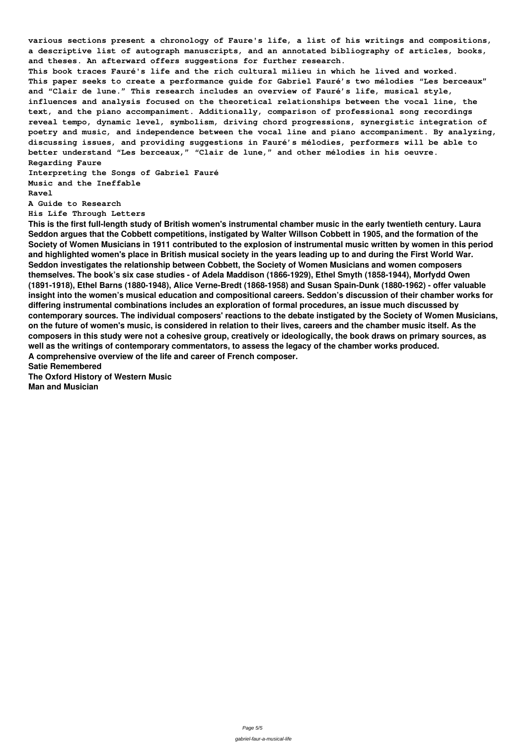various sections present a chronology of Faure's life, a list of his writings and compositions, a descriptive list of autograph manuscripts, and an annotated bibliography of articles, books, and theses. An afterward offers suggestions for further research.

This book traces Fauré's life and the rich cultural milieu in which he lived and worked.

This paper seeks to create a performance guide for Gabriel Fauré's two mélodies "Les berceaux" and "Clair de lune." This research includes an overview of Fauré's life, musical style, influences and analysis focused on the theoretical relationships between the vocal line, the text, and the piano accompaniment. Additionally, comparison of professional song recordings reveal tempo, dynamic level, symbolism, driving chord progressions, synergistic integration of poetry and music, and independence between the vocal line and piano accompaniment. By analyzing, discussing issues, and providing suggestions in Fauré's mélodies, performers will be able to better understand "Les berceaux," "Clair de lune," and other mélodies in his oeuvre.

**Regarding Faure**

**Interpreting the Songs of Gabriel Fauré**

**Music and the Ineffable**

**Ravel**

**A Guide to Research**

**His Life Through Letters**

This is the first full-length study of British women's instrumental chamber music in the early twentieth century. Laura Seddon argues that the Cobbett competitions, instigated by Walter Willson Cobbett in 1905, and the formation of the Society of Women Musicians in 1911 contributed to the explosion of instrumental music written by women in this period and highlighted women's place in British musical society in the years leading up to and during the First World War. Seddon investigates the relationship between Cobbett, the Society of Women Musicians and women composers themselves. The book's six case studies - of Adela Maddison (1866-1929), Ethel Smyth (1858-1944), Morfydd Owen (1891-1918), Ethel Barns (1880-1948), Alice Verne-Bredt (1868-1958) and Susan Spain-Dunk (1880-1962) - offer valuable insight into the women's musical education and compositional careers. Seddon's discussion of their chamber works for differing instrumental combinations includes an exploration of formal procedures, an issue much discussed by contemporary sources. The individual composers' reactions to the debate instigated by the Society of Women Musicians, on the future of women's music, is considered in relation to their lives, careers and the chamber music itself. As the composers in this study were not a cohesive group, creatively or ideologically, the book draws on primary sources, as well as the writings of contemporary commentators, to assess the legacy of the chamber works produced.

A comprehensive overview of the life and career of French composer.

**Satie Remembered**

**The Oxford History of Western Music**

**Man and Musician**